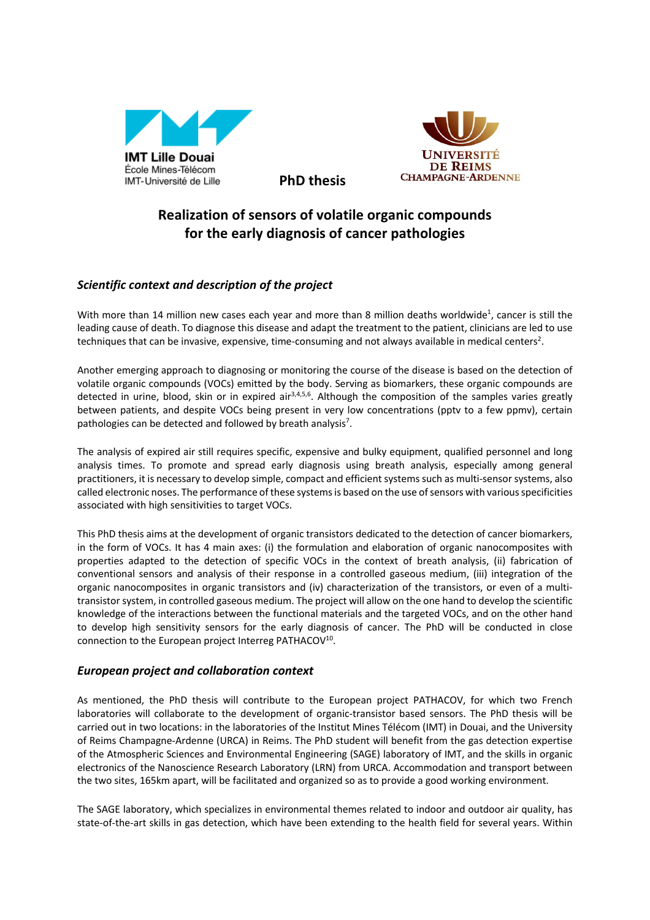IMT Lille Douai
École Mines-Télécom
IMT-Université de Lille

**PhD thesis**

Université de Reims Champagne-Ardenne

# Realization of sensors of volatile organic compounds for the early diagnosis of cancer pathologies

## *Scientific context and description of the project*

With more than 14 million new cases each year and more than 8 million deaths worldwide[1], cancer is still the leading cause of death. To diagnose this disease and adapt the treatment to the patient, clinicians are led to use techniques that can be invasive, expensive, time-consuming and not always available in medical centers[2].

Another emerging approach to diagnosing or monitoring the course of the disease is based on the detection of volatile organic compounds (VOCs) emitted by the body. Serving as biomarkers, these organic compounds are detected in urine, blood, skin or in expired air[3,4,5,6]. Although the composition of the samples varies greatly between patients, and despite VOCs being present in very low concentrations (pptv to a few ppmv), certain pathologies can be detected and followed by breath analysis[7].

The analysis of expired air still requires specific, expensive and bulky equipment, qualified personnel and long analysis times. To promote and spread early diagnosis using breath analysis, especially among general practitioners, it is necessary to develop simple, compact and efficient systems such as multi-sensor systems, also called electronic noses. The performance of these systems is based on the use of sensors with various specificities associated with high sensitivities to target VOCs.

This PhD thesis aims at the development of organic transistors dedicated to the detection of cancer biomarkers, in the form of VOCs. It has 4 main axes: (i) the formulation and elaboration of organic nanocomposites with properties adapted to the detection of specific VOCs in the context of breath analysis, (ii) fabrication of conventional sensors and analysis of their response in a controlled gaseous medium, (iii) integration of the organic nanocomposites in organic transistors and (iv) characterization of the transistors, or even of a multi-transistor system, in controlled gaseous medium. The project will allow on the one hand to develop the scientific knowledge of the interactions between the functional materials and the targeted VOCs, and on the other hand to develop high sensitivity sensors for the early diagnosis of cancer. The PhD will be conducted in close connection to the European project Interreg PATHACOV[10].

## *European project and collaboration context*

As mentioned, the PhD thesis will contribute to the European project PATHACOV, for which two French laboratories will collaborate to the development of organic-transistor based sensors. The PhD thesis will be carried out in two locations: in the laboratories of the Institut Mines Télécom (IMT) in Douai, and the University of Reims Champagne-Ardenne (URCA) in Reims. The PhD student will benefit from the gas detection expertise of the Atmospheric Sciences and Environmental Engineering (SAGE) laboratory of IMT, and the skills in organic electronics of the Nanoscience Research Laboratory (LRN) from URCA. Accommodation and transport between the two sites, 165km apart, will be facilitated and organized so as to provide a good working environment.

The SAGE laboratory, which specializes in environmental themes related to indoor and outdoor air quality, has state-of-the-art skills in gas detection, which have been extending to the health field for several years. Within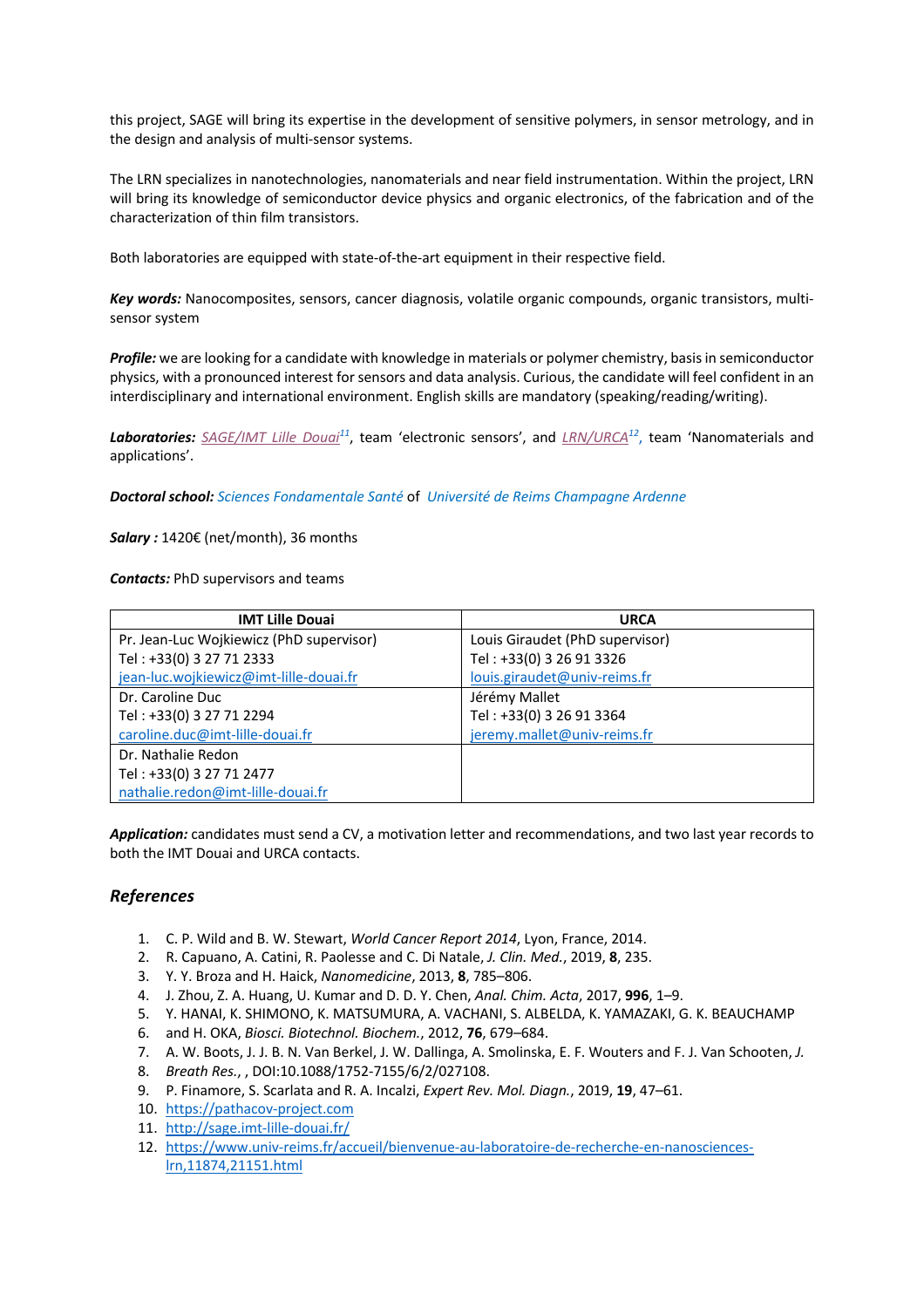this project, SAGE will bring its expertise in the development of sensitive polymers, in sensor metrology, and in the design and analysis of multi-sensor systems.

The LRN specializes in nanotechnologies, nanomaterials and near field instrumentation. Within the project, LRN will bring its knowledge of semiconductor device physics and organic electronics, of the fabrication and of the characterization of thin film transistors.

Both laboratories are equipped with state-of-the-art equipment in their respective field.

***Key words:*** Nanocomposites, sensors, cancer diagnosis, volatile organic compounds, organic transistors, multi-sensor system

***Profile:*** we are looking for a candidate with knowledge in materials or polymer chemistry, basis in semiconductor physics, with a pronounced interest for sensors and data analysis. Curious, the candidate will feel confident in an interdisciplinary and international environment. English skills are mandatory (speaking/reading/writing).

***Laboratories:*** *SAGE/IMT Lille Douai*[11], team 'electronic sensors', and *LRN/URCA*[12], team 'Nanomaterials and applications'.

***Doctoral school:*** *Sciences Fondamentale Santé* of *Université de Reims Champagne Ardenne*

***Salary :*** 1420€ (net/month), 36 months

***Contacts:*** PhD supervisors and teams

| IMT Lille Douai | URCA |
|---|---|
| Pr. Jean-Luc Wojkiewicz (PhD supervisor)<br>Tel : +33(0) 3 27 71 2333<br>jean-luc.wojkiewicz@imt-lille-douai.fr | Louis Giraudet (PhD supervisor)<br>Tel : +33(0) 3 26 91 3326<br>louis.giraudet@univ-reims.fr |
| Dr. Caroline Duc<br>Tel : +33(0) 3 27 71 2294<br>caroline.duc@imt-lille-douai.fr | Jérémy Mallet<br>Tel : +33(0) 3 26 91 3364<br>jeremy.mallet@univ-reims.fr |
| Dr. Nathalie Redon<br>Tel : +33(0) 3 27 71 2477<br>nathalie.redon@imt-lille-douai.fr | |

***Application:*** candidates must send a CV, a motivation letter and recommendations, and two last year records to both the IMT Douai and URCA contacts.

## *References*

1. C. P. Wild and B. W. Stewart, *World Cancer Report 2014*, Lyon, France, 2014.
2. R. Capuano, A. Catini, R. Paolesse and C. Di Natale, *J. Clin. Med.*, 2019, **8**, 235.
3. Y. Y. Broza and H. Haick, *Nanomedicine*, 2013, **8**, 785–806.
4. J. Zhou, Z. A. Huang, U. Kumar and D. D. Y. Chen, *Anal. Chim. Acta*, 2017, **996**, 1–9.
5. Y. HANAI, K. SHIMONO, K. MATSUMURA, A. VACHANI, S. ALBELDA, K. YAMAZAKI, G. K. BEAUCHAMP
6. and H. OKA, *Biosci. Biotechnol. Biochem.*, 2012, **76**, 679–684.
7. A. W. Boots, J. J. B. N. Van Berkel, J. W. Dallinga, A. Smolinska, E. F. Wouters and F. J. Van Schooten, *J.*
8. *Breath Res.*, , DOI:10.1088/1752-7155/6/2/027108.
9. P. Finamore, S. Scarlata and R. A. Incalzi, *Expert Rev. Mol. Diagn.*, 2019, **19**, 47–61.
10. https://pathacov-project.com
11. http://sage.imt-lille-douai.fr/
12. https://www.univ-reims.fr/accueil/bienvenue-au-laboratoire-de-recherche-en-nanosciences-lrn,11874,21151.html